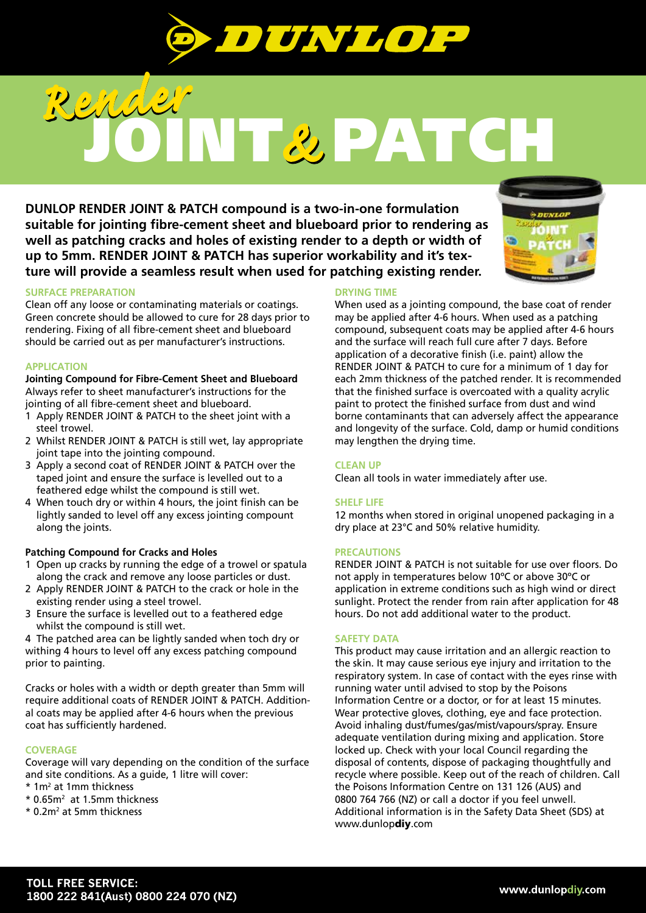# DUNLOP

# Render JOINT & PATCH

**DUNLOP RENDER JOINT & PATCH compound is a two-in-one formulation suitable for jointing fibre-cement sheet and blueboard prior to rendering as well as patching cracks and holes of existing render to a depth or width of up to 5mm. RENDER JOINT & PATCH has superior workability and it's texture will provide a seamless result when used for patching existing render.**

## SURFACE PREPARATION

Clean off any loose or contaminating materials or coatings. Green concrete should be allowed to cure for 28 days prior to rendering. Fixing of all fibre-cement sheet and blueboard should be carried out as per manufacturer's instructions.

## APPLICATION

**Jointing Compound for Fibre-Cement Sheet and Blueboard**
Always refer to sheet manufacturer's instructions for the jointing of all fibre-cement sheet and blueboard.

1. Apply RENDER JOINT & PATCH to the sheet joint with a steel trowel.
2. Whilst RENDER JOINT & PATCH is still wet, lay appropriate joint tape into the jointing compound.
3. Apply a second coat of RENDER JOINT & PATCH over the taped joint and ensure the surface is levelled out to a feathered edge whilst the compound is still wet.
4. When touch dry or within 4 hours, the joint finish can be lightly sanded to level off any excess jointing compound along the joints.

**Patching Compound for Cracks and Holes**

1. Open up cracks by running the edge of a trowel or spatula along the crack and remove any loose particles or dust.
2. Apply RENDER JOINT & PATCH to the crack or hole in the existing render using a steel trowel.
3. Ensure the surface is levelled out to a feathered edge whilst the compound is still wet.
4. The patched area can be lightly sanded when toch dry or withing 4 hours to level off any excess patching compound prior to painting.

Cracks or holes with a width or depth greater than 5mm will require additional coats of RENDER JOINT & PATCH. Additional coats may be applied after 4-6 hours when the previous coat has sufficiently hardened.

## COVERAGE

Coverage will vary depending on the condition of the surface and site conditions. As a guide, 1 litre will cover:

* 1m² at 1mm thickness
* 0.65m² at 1.5mm thickness
* 0.2m² at 5mm thickness

## DRYING TIME

When used as a jointing compound, the base coat of render may be applied after 4-6 hours. When used as a patching compound, subsequent coats may be applied after 4-6 hours and the surface will reach full cure after 7 days. Before application of a decorative finish (i.e. paint) allow the RENDER JOINT & PATCH to cure for a minimum of 1 day for each 2mm thickness of the patched render. It is recommended that the finished surface is overcoated with a quality acrylic paint to protect the finished surface from dust and wind borne contaminants that can adversely affect the appearance and longevity of the surface. Cold, damp or humid conditions may lengthen the drying time.

## CLEAN UP

Clean all tools in water immediately after use.

## SHELF LIFE

12 months when stored in original unopened packaging in a dry place at 23°C and 50% relative humidity.

## PRECAUTIONS

RENDER JOINT & PATCH is not suitable for use over floors. Do not apply in temperatures below 10ºC or above 30ºC or application in extreme conditions such as high wind or direct sunlight. Protect the render from rain after application for 48 hours. Do not add additional water to the product.

## SAFETY DATA

This product may cause irritation and an allergic reaction to the skin. It may cause serious eye injury and irritation to the respiratory system. In case of contact with the eyes rinse with running water until advised to stop by the Poisons Information Centre or a doctor, or for at least 15 minutes. Wear protective gloves, clothing, eye and face protection. Avoid inhaling dust/fumes/gas/mist/vapours/spray. Ensure adequate ventilation during mixing and application. Store locked up. Check with your local Council regarding the disposal of contents, dispose of packaging thoughtfully and recycle where possible. Keep out of the reach of children. Call the Poisons Information Centre on 131 126 (AUS) and 0800 764 766 (NZ) or call a doctor if you feel unwell. Additional information is in the Safety Data Sheet (SDS) at www.dunlop**diy**.com

**TOLL FREE SERVICE:**
**1800 222 841(Aust) 0800 224 070 (NZ)**

**www.dunlopdiy.com**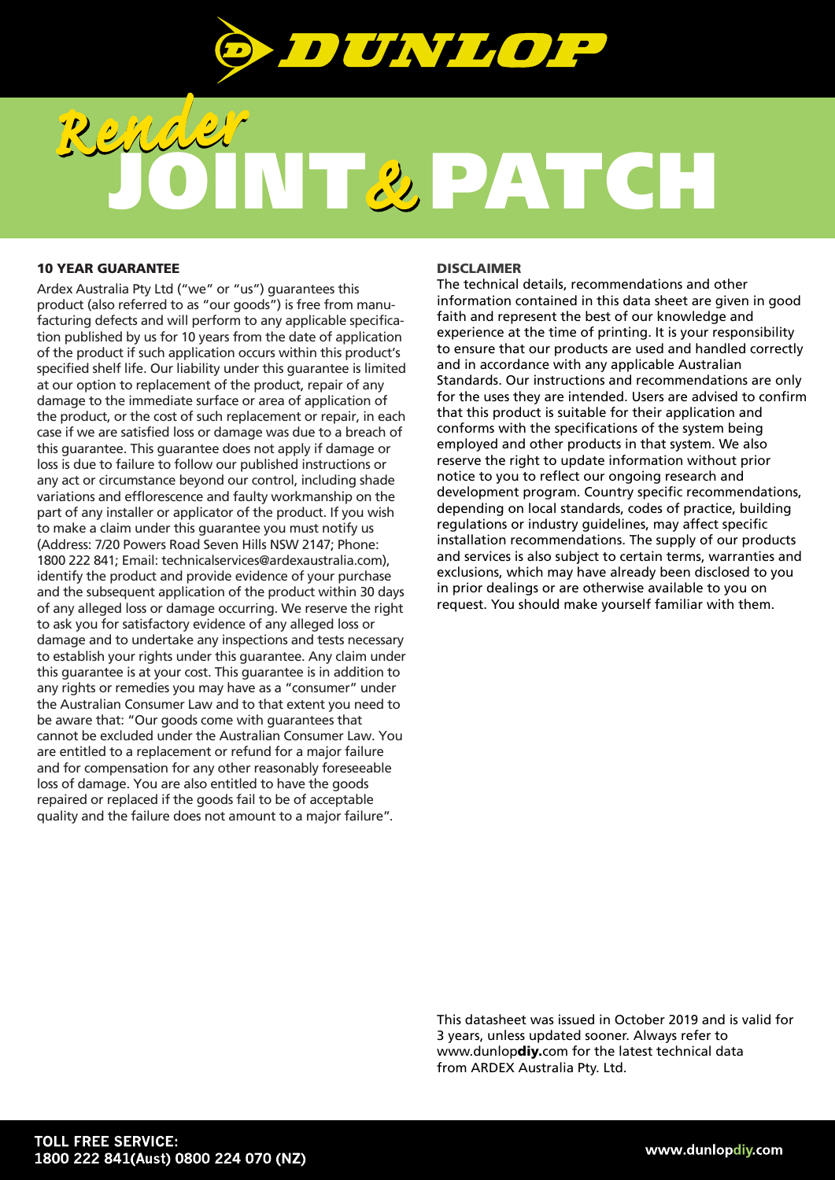# DUNLOP

# Render JOINT & PATCH

## 10 YEAR GUARANTEE

Ardex Australia Pty Ltd ("we" or "us") guarantees this product (also referred to as "our goods") is free from manufacturing defects and will perform to any applicable specification published by us for 10 years from the date of application of the product if such application occurs within this product's specified shelf life. Our liability under this guarantee is limited at our option to replacement of the product, repair of any damage to the immediate surface or area of application of the product, or the cost of such replacement or repair, in each case if we are satisfied loss or damage was due to a breach of this guarantee. This guarantee does not apply if damage or loss is due to failure to follow our published instructions or any act or circumstance beyond our control, including shade variations and efflorescence and faulty workmanship on the part of any installer or applicator of the product. If you wish to make a claim under this guarantee you must notify us (Address: 7/20 Powers Road Seven Hills NSW 2147; Phone: 1800 222 841; Email: technicalservices@ardexaustralia.com), identify the product and provide evidence of your purchase and the subsequent application of the product within 30 days of any alleged loss or damage occurring. We reserve the right to ask you for satisfactory evidence of any alleged loss or damage and to undertake any inspections and tests necessary to establish your rights under this guarantee. Any claim under this guarantee is at your cost. This guarantee is in addition to any rights or remedies you may have as a "consumer" under the Australian Consumer Law and to that extent you need to be aware that: "Our goods come with guarantees that cannot be excluded under the Australian Consumer Law. You are entitled to a replacement or refund for a major failure and for compensation for any other reasonably foreseeable loss of damage. You are also entitled to have the goods repaired or replaced if the goods fail to be of acceptable quality and the failure does not amount to a major failure".

## DISCLAIMER

The technical details, recommendations and other information contained in this data sheet are given in good faith and represent the best of our knowledge and experience at the time of printing. It is your responsibility to ensure that our products are used and handled correctly and in accordance with any applicable Australian Standards. Our instructions and recommendations are only for the uses they are intended. Users are advised to confirm that this product is suitable for their application and conforms with the specifications of the system being employed and other products in that system. We also reserve the right to update information without prior notice to you to reflect our ongoing research and development program. Country specific recommendations, depending on local standards, codes of practice, building regulations or industry guidelines, may affect specific installation recommendations. The supply of our products and services is also subject to certain terms, warranties and exclusions, which may have already been disclosed to you in prior dealings or are otherwise available to you on request. You should make yourself familiar with them.

This datasheet was issued in October 2019 and is valid for 3 years, unless updated sooner. Always refer to www.dunlopdiy.com for the latest technical data from ARDEX Australia Pty. Ltd.

**TOLL FREE SERVICE:**
**1800 222 841(Aust) 0800 224 070 (NZ)**

**www.dunlopdiy.com**